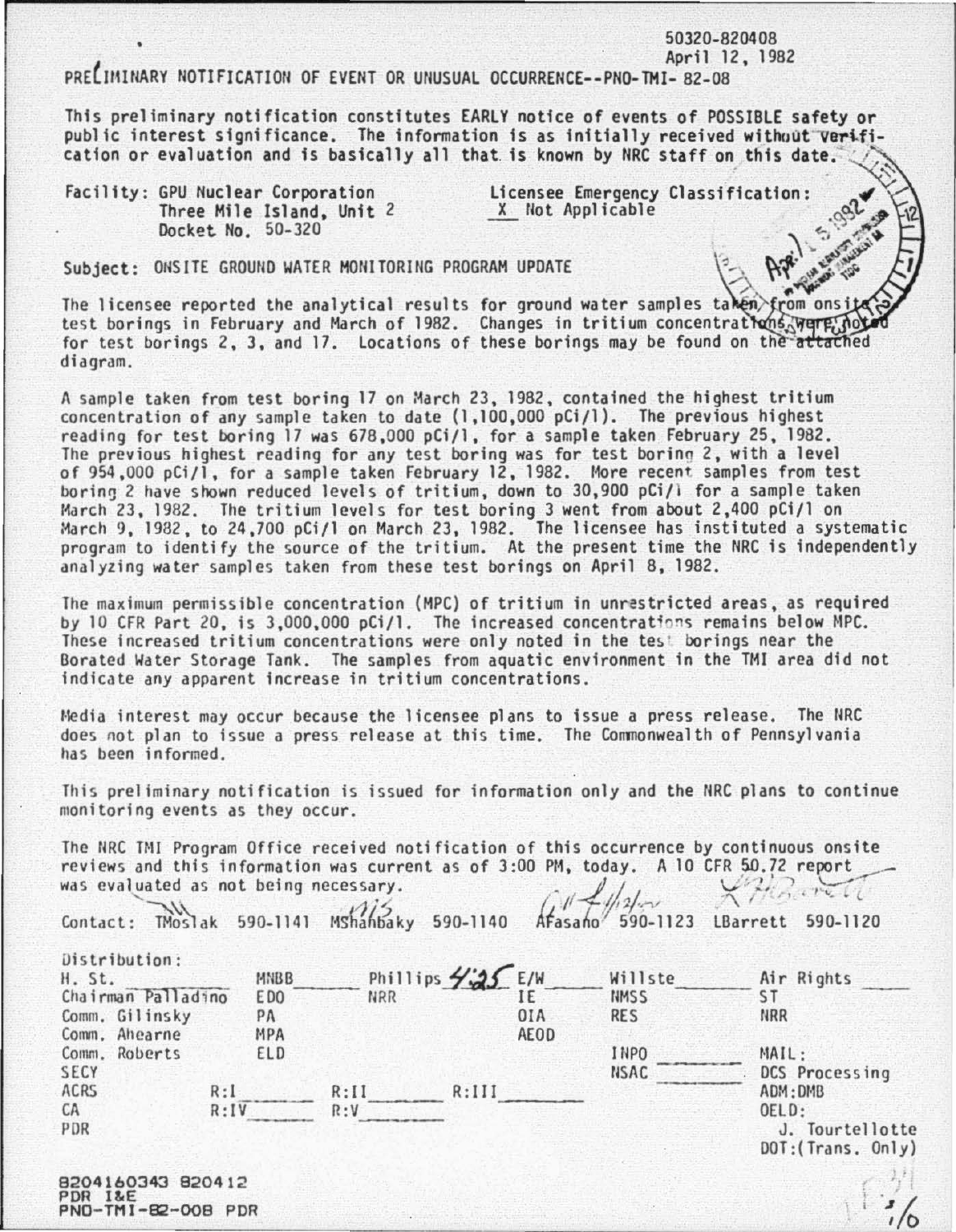50320-820408
April 12, 1982

PRELIMINARY NOTIFICATION OF EVENT OR UNUSUAL OCCURRENCE--PNO-TMI-82-08

This preliminary notification constitutes EARLY notice of events of POSSIBLE safety or public interest significance. The information is as initially received without verification or evaluation and is basically all that is known by NRC staff on this date.

Facility: GPU Nuclear Corporation
Three Mile Island, Unit 2
Docket No. 50-320

Licensee Emergency Classification:
X Not Applicable

Subject: ONSITE GROUND WATER MONITORING PROGRAM UPDATE

The licensee reported the analytical results for ground water samples taken from onsite test borings in February and March of 1982. Changes in tritium concentrations were noted for test borings 2, 3, and 17. Locations of these borings may be found on the attached diagram.

A sample taken from test boring 17 on March 23, 1982, contained the highest tritium concentration of any sample taken to date (1,100,000 pCi/l). The previous highest reading for test boring 17 was 678,000 pCi/l, for a sample taken February 25, 1982. The previous highest reading for any test boring was for test boring 2, with a level of 954,000 pCi/l, for a sample taken February 12, 1982. More recent samples from test boring 2 have shown reduced levels of tritium, down to 30,900 pCi/l for a sample taken March 23, 1982. The tritium levels for test boring 3 went from about 2,400 pCi/l on March 9, 1982, to 24,700 pCi/l on March 23, 1982. The licensee has instituted a systematic program to identify the source of the tritium. At the present time the NRC is independently analyzing water samples taken from these test borings on April 8, 1982.

The maximum permissible concentration (MPC) of tritium in unrestricted areas, as required by 10 CFR Part 20, is 3,000,000 pCi/l. The increased concentrations remains below MPC. These increased tritium concentrations were only noted in the test borings near the Borated Water Storage Tank. The samples from aquatic environment in the TMI area did not indicate any apparent increase in tritium concentrations.

Media interest may occur because the licensee plans to issue a press release. The NRC does not plan to issue a press release at this time. The Commonwealth of Pennsylvania has been informed.

This preliminary notification is issued for information only and the NRC plans to continue monitoring events as they occur.

The NRC TMI Program Office received notification of this occurrence by continuous onsite reviews and this information was current as of 3:00 PM, today. A 10 CFR 50.72 report was evaluated as not being necessary.

Contact: TMoslak 590-1141 MShanbaky 590-1140 AFasano 590-1123 LBarrett 590-1120

Distribution:

| | | | | | |
|---|---|---|---|---|---|
| H. St. | MNBB | Phillips 4:25 | E/W | Willste | Air Rights |
| Chairman Palladino | EDO | NRR | IE | NMSS | ST |
| Comm. Gilinsky | PA | | OIA | RES | NRR |
| Comm. Ahearne | MPA | | AEOD | | |
| Comm. Roberts | ELD | | | INPO | MAIL: |
| SECY | | | | NSAC | DCS Processing |
| ACRS | R:I | R:II | R:III | | ADM:DMB |
| CA | R:IV | R:V | | | OELD: |
| PDR | | | | | J. Tourtellotte |
| | | | | | DOT:(Trans. Only) |

8204160343 820412
PDR I&E
PNO-TMI-82-008 PDR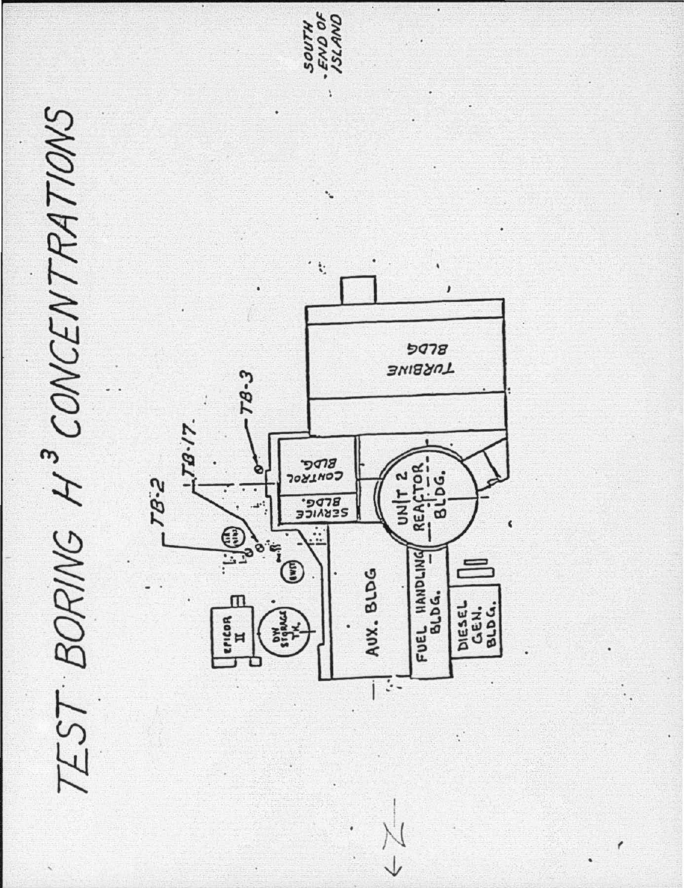# TEST BORING $H^3$ CONCENTRATIONS

SOUTH END OF ISLAND

TB-2

TB-17

TB-3

EPICOR II

DW STORAGE TK.

BWST

AUX. BLDG

SERVICE BLDG.

CONTROL BLDG

TURBINE BLDG

UNIT 2 REACTOR BLDG.

FUEL HANDLING BLDG.

DIESEL GEN. BLDG.

N